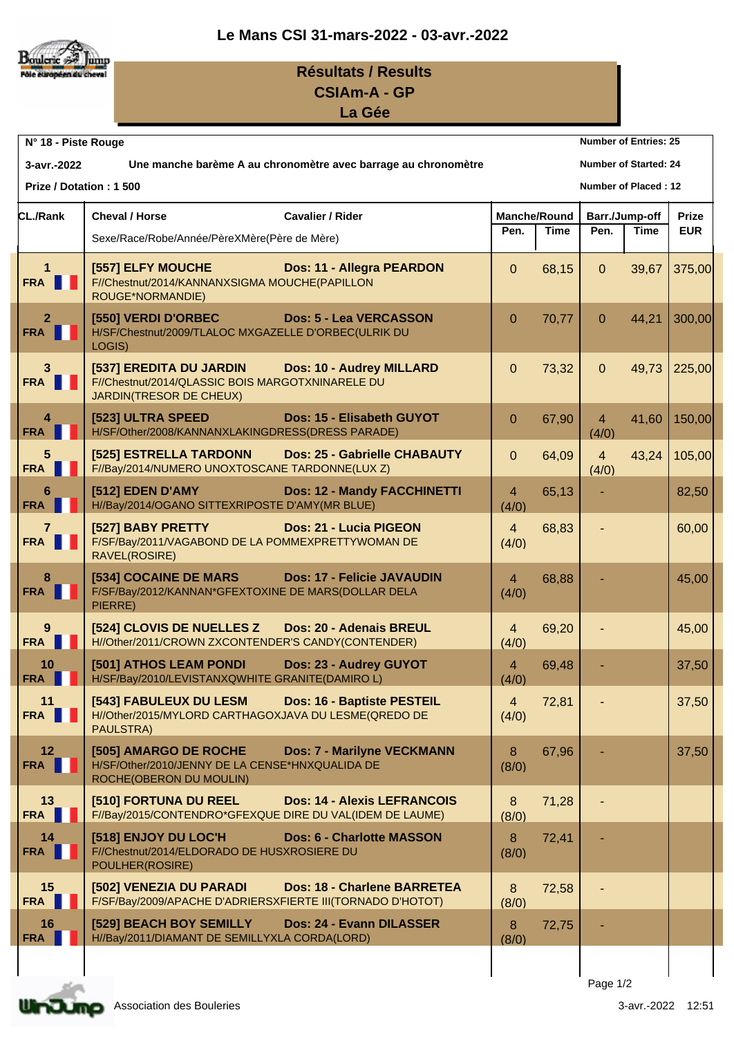# Le Mans CSI 31-mars-2022 - 03-avr.-2022

## Résultats / Results
## CSIAm-A - GP
## La Gée

**N° 18 - Piste Rouge**

**3-avr.-2022** — **Une manche barème A au chronomètre avec barrage au chronomètre**

**Prize / Dotation : 1 500**

**Number of Entries: 25**
**Number of Started: 24**
**Number of Placed : 12**

| CL./Rank | Cheval / Horse — Sexe/Race/Robe/Année/PèreXMère(Père de Mère) | Cavalier / Rider | Manche/Round Pen. | Manche/Round Time | Barr./Jump-off Pen. | Barr./Jump-off Time | Prize EUR |
|---|---|---|---|---|---|---|---|
| 1 FRA | [557] ELFY MOUCHE F//Chestnut/2014/KANNANXSIGMA MOUCHE(PAPILLON ROUGE*NORMANDIE) | Dos: 11 - Allegra PEARDON | 0 | 68,15 | 0 | 39,67 | 375,00 |
| 2 FRA | [550] VERDI D'ORBEC H/SF/Chestnut/2009/TLALOC MXGAZELLE D'ORBEC(ULRIK DU LOGIS) | Dos: 5 - Lea VERCASSON | 0 | 70,77 | 0 | 44,21 | 300,00 |
| 3 FRA | [537] EREDITA DU JARDIN F//Chestnut/2014/QLASSIC BOIS MARGOTXNINARELE DU JARDIN(TRESOR DE CHEUX) | Dos: 10 - Audrey MILLARD | 0 | 73,32 | 0 | 49,73 | 225,00 |
| 4 FRA | [523] ULTRA SPEED H/SF/Other/2008/KANNANXLAKINGDRESS(DRESS PARADE) | Dos: 15 - Elisabeth GUYOT | 0 | 67,90 | 4 (4/0) | 41,60 | 150,00 |
| 5 FRA | [525] ESTRELLA TARDONN F//Bay/2014/NUMERO UNOXTOSCANE TARDONNE(LUX Z) | Dos: 25 - Gabrielle CHABAUTY | 0 | 64,09 | 4 (4/0) | 43,24 | 105,00 |
| 6 FRA | [512] EDEN D'AMY H//Bay/2014/OGANO SITTEXRIPOSTE D'AMY(MR BLUE) | Dos: 12 - Mandy FACCHINETTI | 4 (4/0) | 65,13 | - | | 82,50 |
| 7 FRA | [527] BABY PRETTY F/SF/Bay/2011/VAGABOND DE LA POMMEXPRETTYWOMAN DE RAVEL(ROSIRE) | Dos: 21 - Lucia PIGEON | 4 (4/0) | 68,83 | - | | 60,00 |
| 8 FRA | [534] COCAINE DE MARS F/SF/Bay/2012/KANNAN*GFEXTOXINE DE MARS(DOLLAR DELA PIERRE) | Dos: 17 - Felicie JAVAUDIN | 4 (4/0) | 68,88 | - | | 45,00 |
| 9 FRA | [524] CLOVIS DE NUELLES Z H//Other/2011/CROWN ZXCONTENDER'S CANDY(CONTENDER) | Dos: 20 - Adenais BREUL | 4 (4/0) | 69,20 | - | | 45,00 |
| 10 FRA | [501] ATHOS LEAM PONDI H/SF/Bay/2010/LEVISTANXQWHITE GRANITE(DAMIRO L) | Dos: 23 - Audrey GUYOT | 4 (4/0) | 69,48 | - | | 37,50 |
| 11 FRA | [543] FABULEUX DU LESM H//Other/2015/MYLORD CARTHAGOXJAVA DU LESME(QREDO DE PAULSTRA) | Dos: 16 - Baptiste PESTEIL | 4 (4/0) | 72,81 | - | | 37,50 |
| 12 FRA | [505] AMARGO DE ROCHE H/SF/Other/2010/JENNY DE LA CENSE*HNXQUALIDA DE ROCHE(OBERON DU MOULIN) | Dos: 7 - Marilyne VECKMANN | 8 (8/0) | 67,96 | - | | 37,50 |
| 13 FRA | [510] FORTUNA DU REEL F//Bay/2015/CONTENDRO*GFEXQUE DIRE DU VAL(IDEM DE LAUME) | Dos: 14 - Alexis LEFRANCOIS | 8 (8/0) | 71,28 | - | | |
| 14 FRA | [518] ENJOY DU LOC'H F//Chestnut/2014/ELDORADO DE HUSXROSIERE DU POULHER(ROSIRE) | Dos: 6 - Charlotte MASSON | 8 (8/0) | 72,41 | - | | |
| 15 FRA | [502] VENEZIA DU PARADI F/SF/Bay/2009/APACHE D'ADRIERSXFIERTE III(TORNADO D'HOTOT) | Dos: 18 - Charlene BARRETEA | 8 (8/0) | 72,58 | - | | |
| 16 FRA | [529] BEACH BOY SEMILLY H//Bay/2011/DIAMANT DE SEMILLYXLA CORDA(LORD) | Dos: 24 - Evann DILASSER | 8 (8/0) | 72,75 | - | | |

Association des Bouleries — 3-avr.-2022 12:51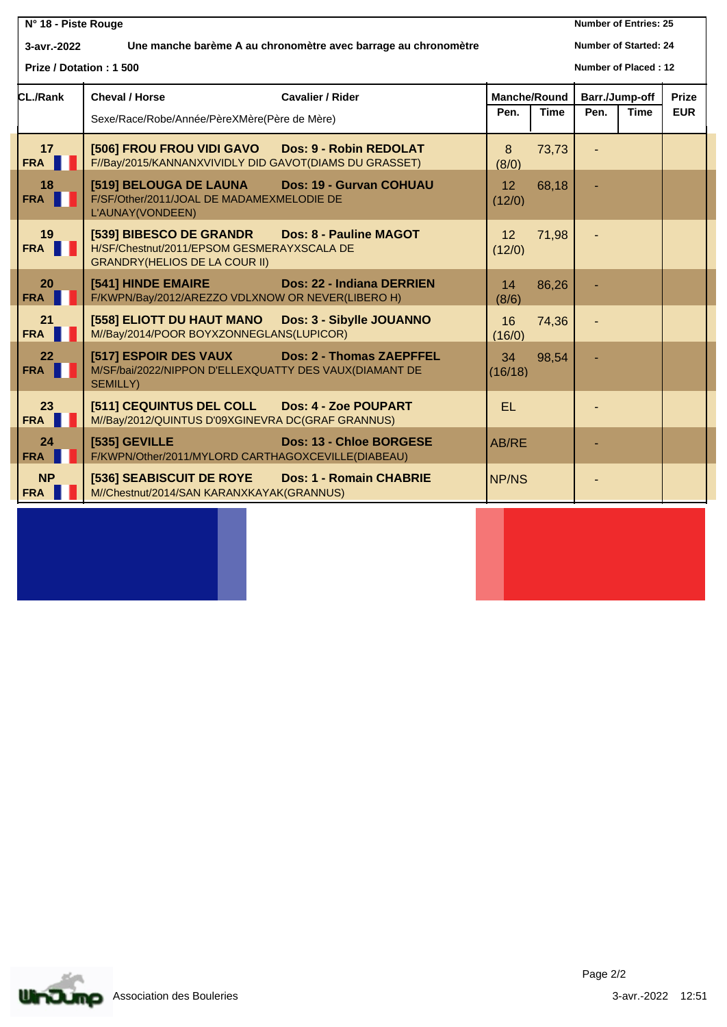N° 18 - Piste Rouge

3-avr.-2022 — Une manche barème A au chronomètre avec barrage au chronomètre

Prize / Dotation : 1 500

Number of Entries: 25
Number of Started: 24
Number of Placed : 12

| CL./Rank | Cheval / Horse — Cavalier / Rider<br>Sexe/Race/Robe/Année/PèreXMère(Père de Mère) | Manche/Round | | Barr./Jump-off | | Prize |
|---|---|---|---|---|---|---|
| | | Pen. | Time | Pen. | Time | EUR |
| 17 FRA | **[506] FROU FROU VIDI GAVO** — **Dos: 9 - Robin REDOLAT**<br>F//Bay/2015/KANNANXVIVIDLY DID GAVOT(DIAMS DU GRASSET) | 8 (8/0) | 73,73 | - | | |
| 18 FRA | **[519] BELOUGA DE LAUNA** — **Dos: 19 - Gurvan COHUAU**<br>F/SF/Other/2011/JOAL DE MADAMEXMELODIE DE L'AUNAY(VONDEEN) | 12 (12/0) | 68,18 | - | | |
| 19 FRA | **[539] BIBESCO DE GRANDR** — **Dos: 8 - Pauline MAGOT**<br>H/SF/Chestnut/2011/EPSOM GESMERAYXSCALA DE GRANDRY(HELIOS DE LA COUR II) | 12 (12/0) | 71,98 | - | | |
| 20 FRA | **[541] HINDE EMAIRE** — **Dos: 22 - Indiana DERRIEN**<br>F/KWPN/Bay/2012/AREZZO VDLXNOW OR NEVER(LIBERO H) | 14 (8/6) | 86,26 | - | | |
| 21 FRA | **[558] ELIOTT DU HAUT MANO** — **Dos: 3 - Sibylle JOUANNO**<br>M//Bay/2014/POOR BOYXZONNEGLANS(LUPICOR) | 16 (16/0) | 74,36 | - | | |
| 22 FRA | **[517] ESPOIR DES VAUX** — **Dos: 2 - Thomas ZAEPFFEL**<br>M/SF/bai/2022/NIPPON D'ELLEXQUATTY DES VAUX(DIAMANT DE SEMILLY) | 34 (16/18) | 98,54 | - | | |
| 23 FRA | **[511] CEQUINTUS DEL COLL** — **Dos: 4 - Zoe POUPART**<br>M//Bay/2012/QUINTUS D'09XGINEVRA DC(GRAF GRANNUS) | EL | | - | | |
| 24 FRA | **[535] GEVILLE** — **Dos: 13 - Chloe BORGESE**<br>F/KWPN/Other/2011/MYLORD CARTHAGOXCEVILLE(DIABEAU) | AB/RE | | - | | |
| NP FRA | **[536] SEABISCUIT DE ROYE** — **Dos: 1 - Romain CHABRIE**<br>M//Chestnut/2014/SAN KARANXKAYAK(GRANNUS) | NP/NS | | - | | |

Association des Bouleries

3-avr.-2022 12:51